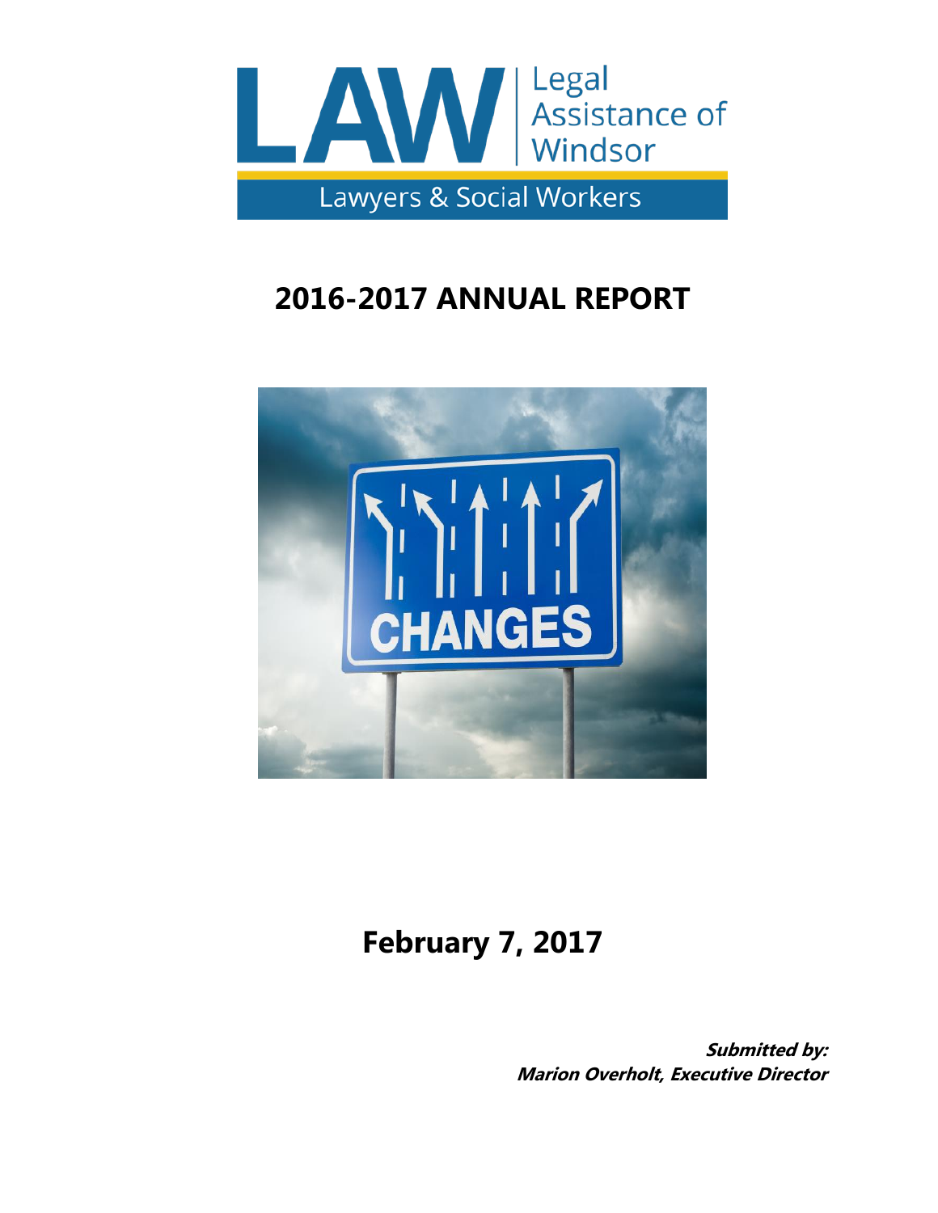LAW | Legal Assistance of Windsor

Lawyers & Social Workers

# 2016-2017 ANNUAL REPORT

# February 7, 2017

***Submitted by:***
***Marion Overholt, Executive Director***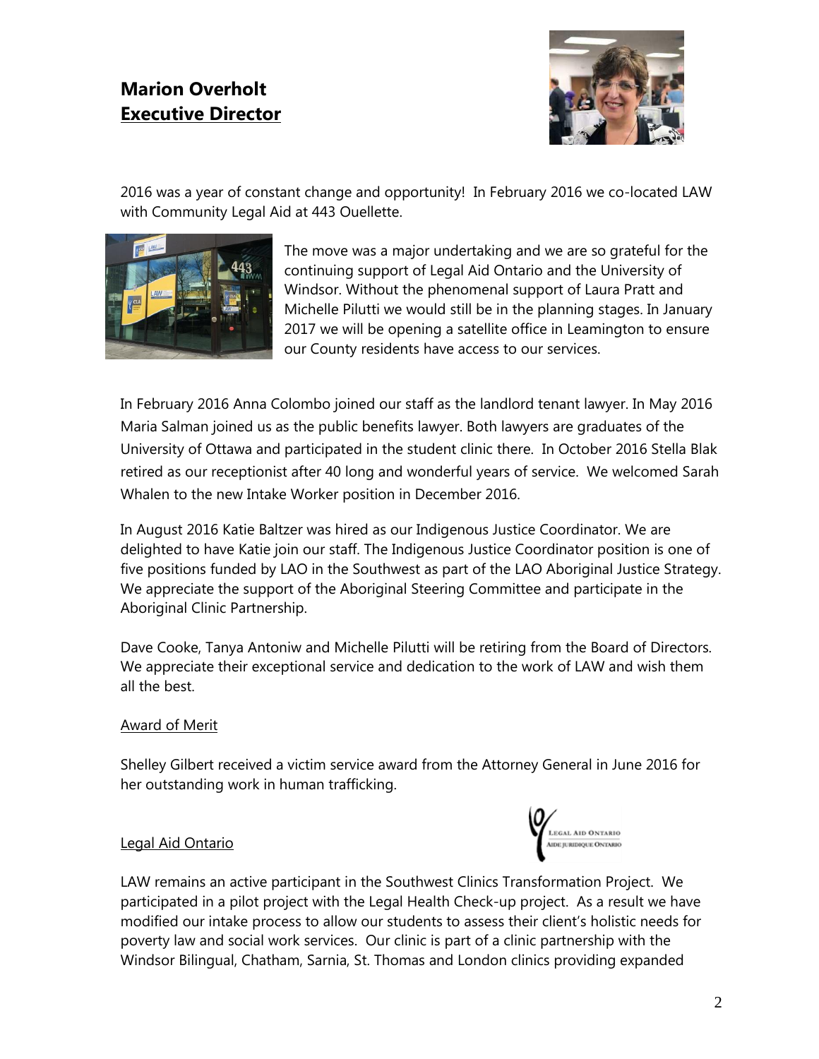## Marion Overholt
## Executive Director

2016 was a year of constant change and opportunity! In February 2016 we co-located LAW with Community Legal Aid at 443 Ouellette.

The move was a major undertaking and we are so grateful for the continuing support of Legal Aid Ontario and the University of Windsor. Without the phenomenal support of Laura Pratt and Michelle Pilutti we would still be in the planning stages. In January 2017 we will be opening a satellite office in Leamington to ensure our County residents have access to our services.

In February 2016 Anna Colombo joined our staff as the landlord tenant lawyer. In May 2016 Maria Salman joined us as the public benefits lawyer. Both lawyers are graduates of the University of Ottawa and participated in the student clinic there. In October 2016 Stella Blak retired as our receptionist after 40 long and wonderful years of service. We welcomed Sarah Whalen to the new Intake Worker position in December 2016.

In August 2016 Katie Baltzer was hired as our Indigenous Justice Coordinator. We are delighted to have Katie join our staff. The Indigenous Justice Coordinator position is one of five positions funded by LAO in the Southwest as part of the LAO Aboriginal Justice Strategy. We appreciate the support of the Aboriginal Steering Committee and participate in the Aboriginal Clinic Partnership.

Dave Cooke, Tanya Antoniw and Michelle Pilutti will be retiring from the Board of Directors. We appreciate their exceptional service and dedication to the work of LAW and wish them all the best.

Award of Merit

Shelley Gilbert received a victim service award from the Attorney General in June 2016 for her outstanding work in human trafficking.

Legal Aid Ontario

LAW remains an active participant in the Southwest Clinics Transformation Project. We participated in a pilot project with the Legal Health Check-up project. As a result we have modified our intake process to allow our students to assess their client's holistic needs for poverty law and social work services. Our clinic is part of a clinic partnership with the Windsor Bilingual, Chatham, Sarnia, St. Thomas and London clinics providing expanded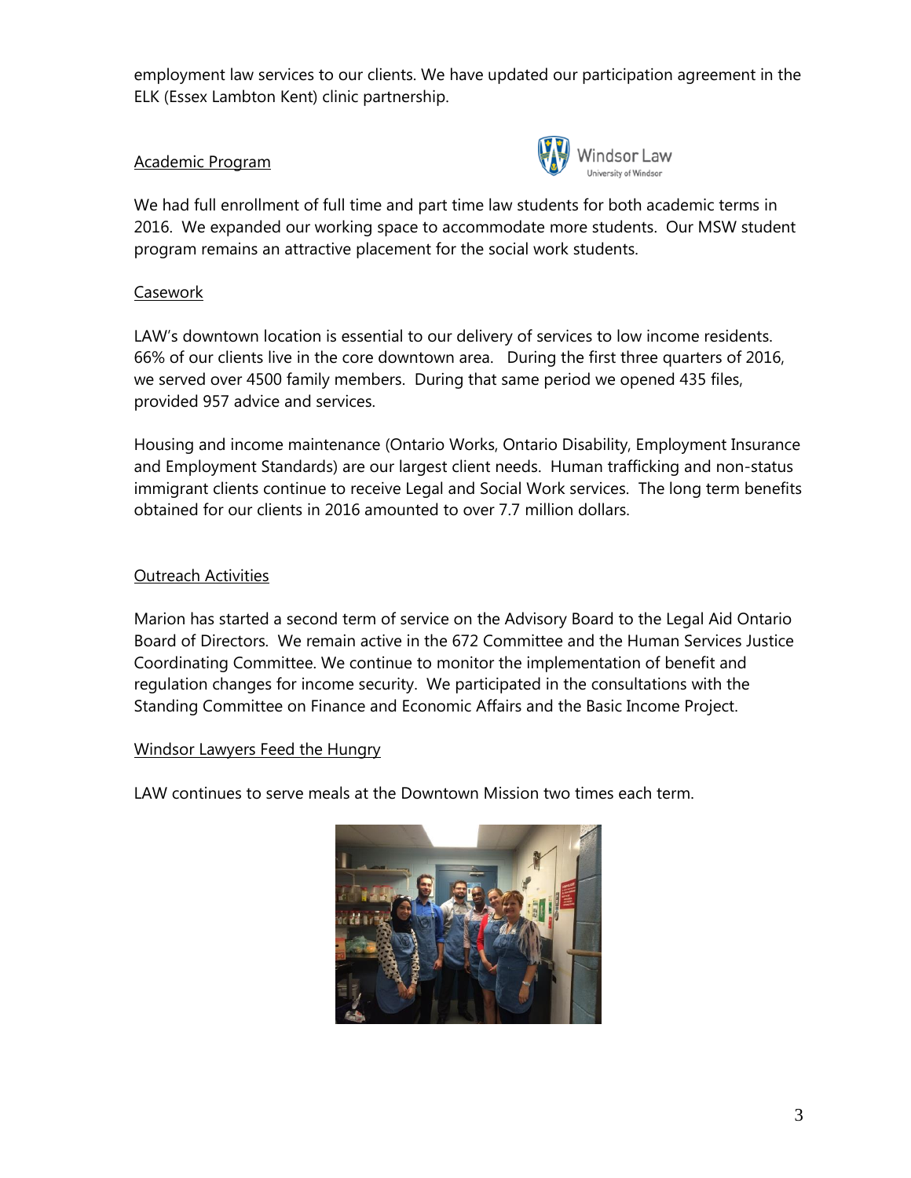employment law services to our clients. We have updated our participation agreement in the ELK (Essex Lambton Kent) clinic partnership.

Academic Program

Windsor Law
University of Windsor

We had full enrollment of full time and part time law students for both academic terms in 2016. We expanded our working space to accommodate more students. Our MSW student program remains an attractive placement for the social work students.

Casework

LAW's downtown location is essential to our delivery of services to low income residents. 66% of our clients live in the core downtown area. During the first three quarters of 2016, we served over 4500 family members. During that same period we opened 435 files, provided 957 advice and services.

Housing and income maintenance (Ontario Works, Ontario Disability, Employment Insurance and Employment Standards) are our largest client needs. Human trafficking and non-status immigrant clients continue to receive Legal and Social Work services. The long term benefits obtained for our clients in 2016 amounted to over 7.7 million dollars.

Outreach Activities

Marion has started a second term of service on the Advisory Board to the Legal Aid Ontario Board of Directors. We remain active in the 672 Committee and the Human Services Justice Coordinating Committee. We continue to monitor the implementation of benefit and regulation changes for income security. We participated in the consultations with the Standing Committee on Finance and Economic Affairs and the Basic Income Project.

Windsor Lawyers Feed the Hungry

LAW continues to serve meals at the Downtown Mission two times each term.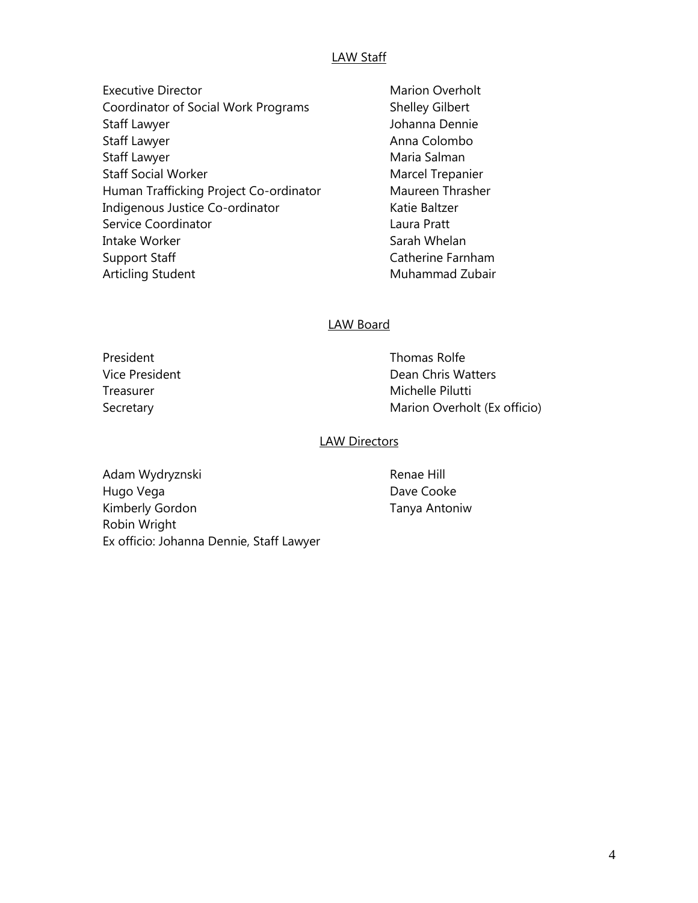## LAW Staff

| | |
|---|---|
| Executive Director | Marion Overholt |
| Coordinator of Social Work Programs | Shelley Gilbert |
| Staff Lawyer | Johanna Dennie |
| Staff Lawyer | Anna Colombo |
| Staff Lawyer | Maria Salman |
| Staff Social Worker | Marcel Trepanier |
| Human Trafficking Project Co-ordinator | Maureen Thrasher |
| Indigenous Justice Co-ordinator | Katie Baltzer |
| Service Coordinator | Laura Pratt |
| Intake Worker | Sarah Whelan |
| Support Staff | Catherine Farnham |
| Articling Student | Muhammad Zubair |

## LAW Board

| | |
|---|---|
| President | Thomas Rolfe |
| Vice President | Dean Chris Watters |
| Treasurer | Michelle Pilutti |
| Secretary | Marion Overholt (Ex officio) |

## LAW Directors

Adam Wydryznski
Renae Hill
Hugo Vega
Dave Cooke
Kimberly Gordon
Tanya Antoniw
Robin Wright

Ex officio: Johanna Dennie, Staff Lawyer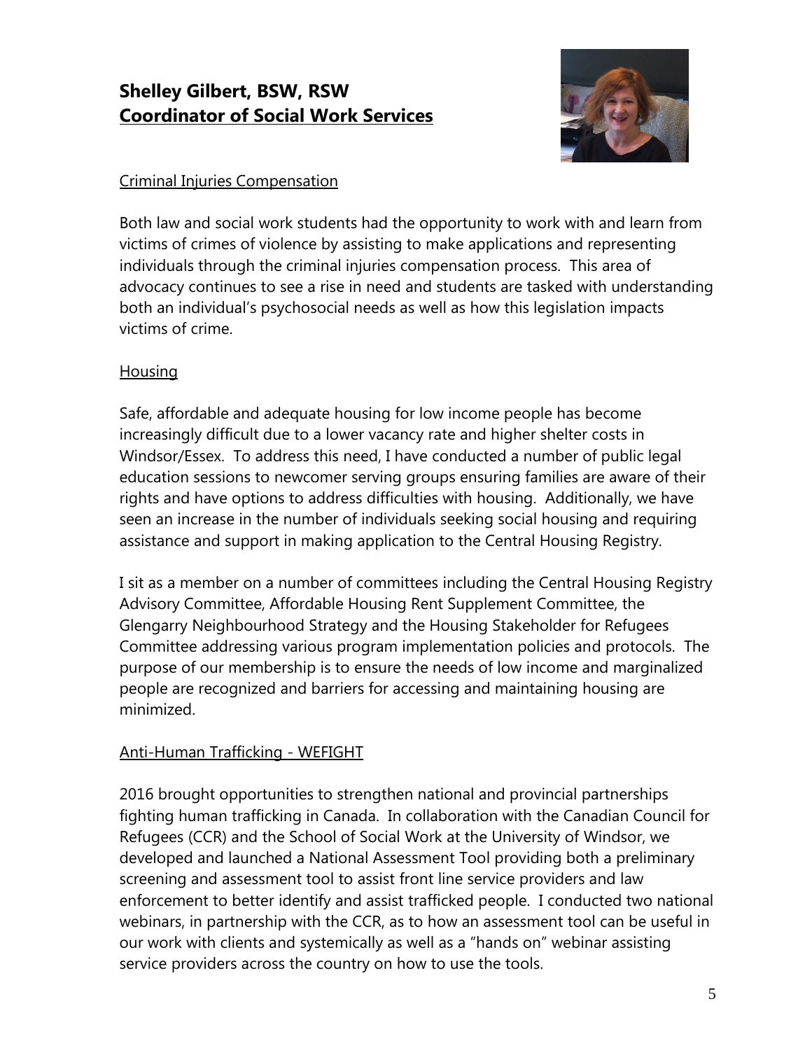## **Shelley Gilbert, BSW, RSW**
## **Coordinator of Social Work Services**

### Criminal Injuries Compensation

Both law and social work students had the opportunity to work with and learn from victims of crimes of violence by assisting to make applications and representing individuals through the criminal injuries compensation process. This area of advocacy continues to see a rise in need and students are tasked with understanding both an individual's psychosocial needs as well as how this legislation impacts victims of crime.

### Housing

Safe, affordable and adequate housing for low income people has become increasingly difficult due to a lower vacancy rate and higher shelter costs in Windsor/Essex. To address this need, I have conducted a number of public legal education sessions to newcomer serving groups ensuring families are aware of their rights and have options to address difficulties with housing. Additionally, we have seen an increase in the number of individuals seeking social housing and requiring assistance and support in making application to the Central Housing Registry.

I sit as a member on a number of committees including the Central Housing Registry Advisory Committee, Affordable Housing Rent Supplement Committee, the Glengarry Neighbourhood Strategy and the Housing Stakeholder for Refugees Committee addressing various program implementation policies and protocols. The purpose of our membership is to ensure the needs of low income and marginalized people are recognized and barriers for accessing and maintaining housing are minimized.

### Anti-Human Trafficking - WEFIGHT

2016 brought opportunities to strengthen national and provincial partnerships fighting human trafficking in Canada. In collaboration with the Canadian Council for Refugees (CCR) and the School of Social Work at the University of Windsor, we developed and launched a National Assessment Tool providing both a preliminary screening and assessment tool to assist front line service providers and law enforcement to better identify and assist trafficked people. I conducted two national webinars, in partnership with the CCR, as to how an assessment tool can be useful in our work with clients and systemically as well as a "hands on" webinar assisting service providers across the country on how to use the tools.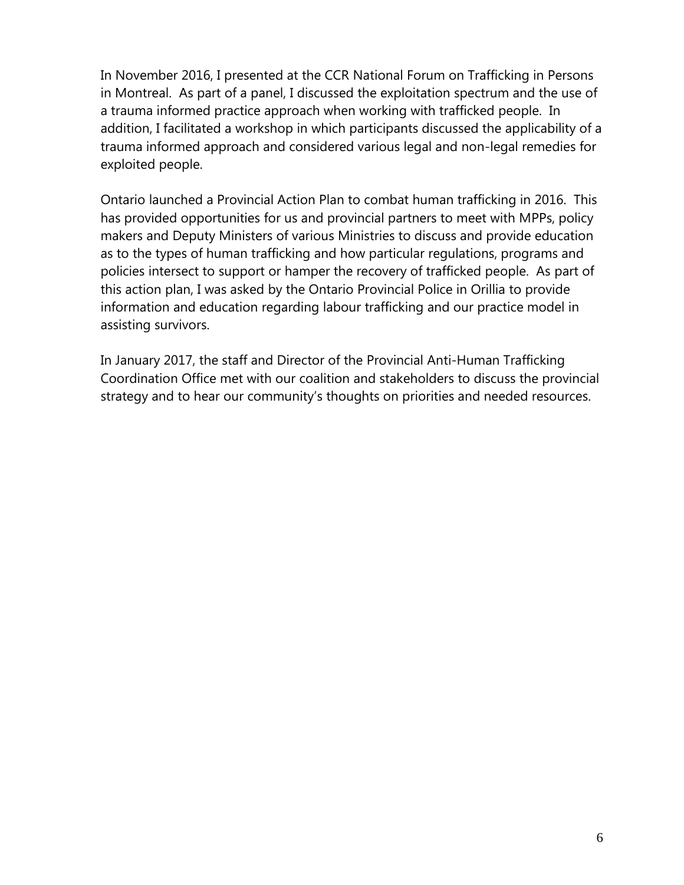In November 2016, I presented at the CCR National Forum on Trafficking in Persons in Montreal. As part of a panel, I discussed the exploitation spectrum and the use of a trauma informed practice approach when working with trafficked people. In addition, I facilitated a workshop in which participants discussed the applicability of a trauma informed approach and considered various legal and non-legal remedies for exploited people.

Ontario launched a Provincial Action Plan to combat human trafficking in 2016. This has provided opportunities for us and provincial partners to meet with MPPs, policy makers and Deputy Ministers of various Ministries to discuss and provide education as to the types of human trafficking and how particular regulations, programs and policies intersect to support or hamper the recovery of trafficked people. As part of this action plan, I was asked by the Ontario Provincial Police in Orillia to provide information and education regarding labour trafficking and our practice model in assisting survivors.

In January 2017, the staff and Director of the Provincial Anti-Human Trafficking Coordination Office met with our coalition and stakeholders to discuss the provincial strategy and to hear our community's thoughts on priorities and needed resources.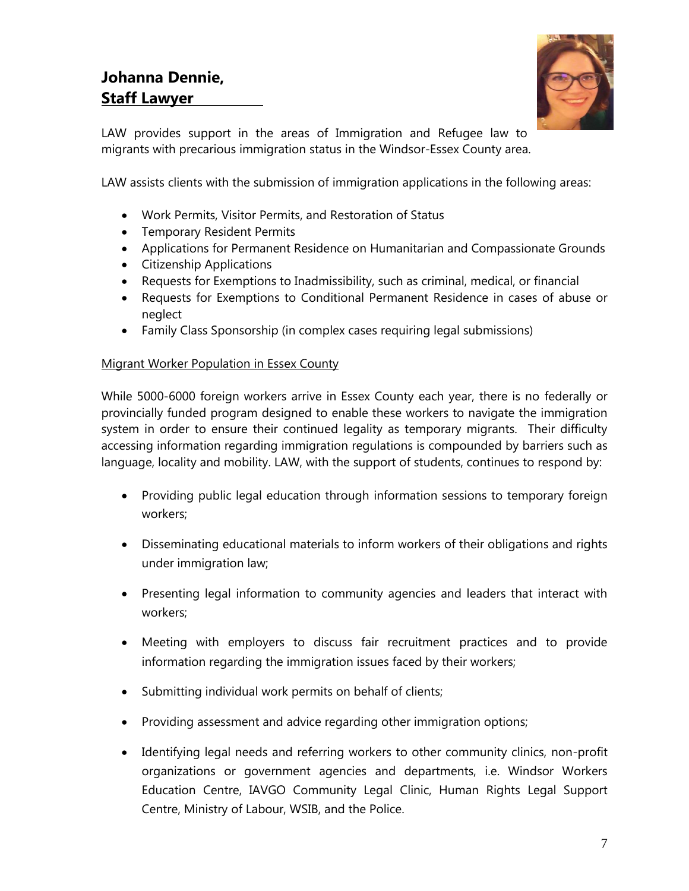## Johanna Dennie, Staff Lawyer

LAW provides support in the areas of Immigration and Refugee law to migrants with precarious immigration status in the Windsor-Essex County area.

LAW assists clients with the submission of immigration applications in the following areas:

- Work Permits, Visitor Permits, and Restoration of Status
- Temporary Resident Permits
- Applications for Permanent Residence on Humanitarian and Compassionate Grounds
- Citizenship Applications
- Requests for Exemptions to Inadmissibility, such as criminal, medical, or financial
- Requests for Exemptions to Conditional Permanent Residence in cases of abuse or neglect
- Family Class Sponsorship (in complex cases requiring legal submissions)

### Migrant Worker Population in Essex County

While 5000-6000 foreign workers arrive in Essex County each year, there is no federally or provincially funded program designed to enable these workers to navigate the immigration system in order to ensure their continued legality as temporary migrants. Their difficulty accessing information regarding immigration regulations is compounded by barriers such as language, locality and mobility. LAW, with the support of students, continues to respond by:

- Providing public legal education through information sessions to temporary foreign workers;
- Disseminating educational materials to inform workers of their obligations and rights under immigration law;
- Presenting legal information to community agencies and leaders that interact with workers;
- Meeting with employers to discuss fair recruitment practices and to provide information regarding the immigration issues faced by their workers;
- Submitting individual work permits on behalf of clients;
- Providing assessment and advice regarding other immigration options;
- Identifying legal needs and referring workers to other community clinics, non-profit organizations or government agencies and departments, i.e. Windsor Workers Education Centre, IAVGO Community Legal Clinic, Human Rights Legal Support Centre, Ministry of Labour, WSIB, and the Police.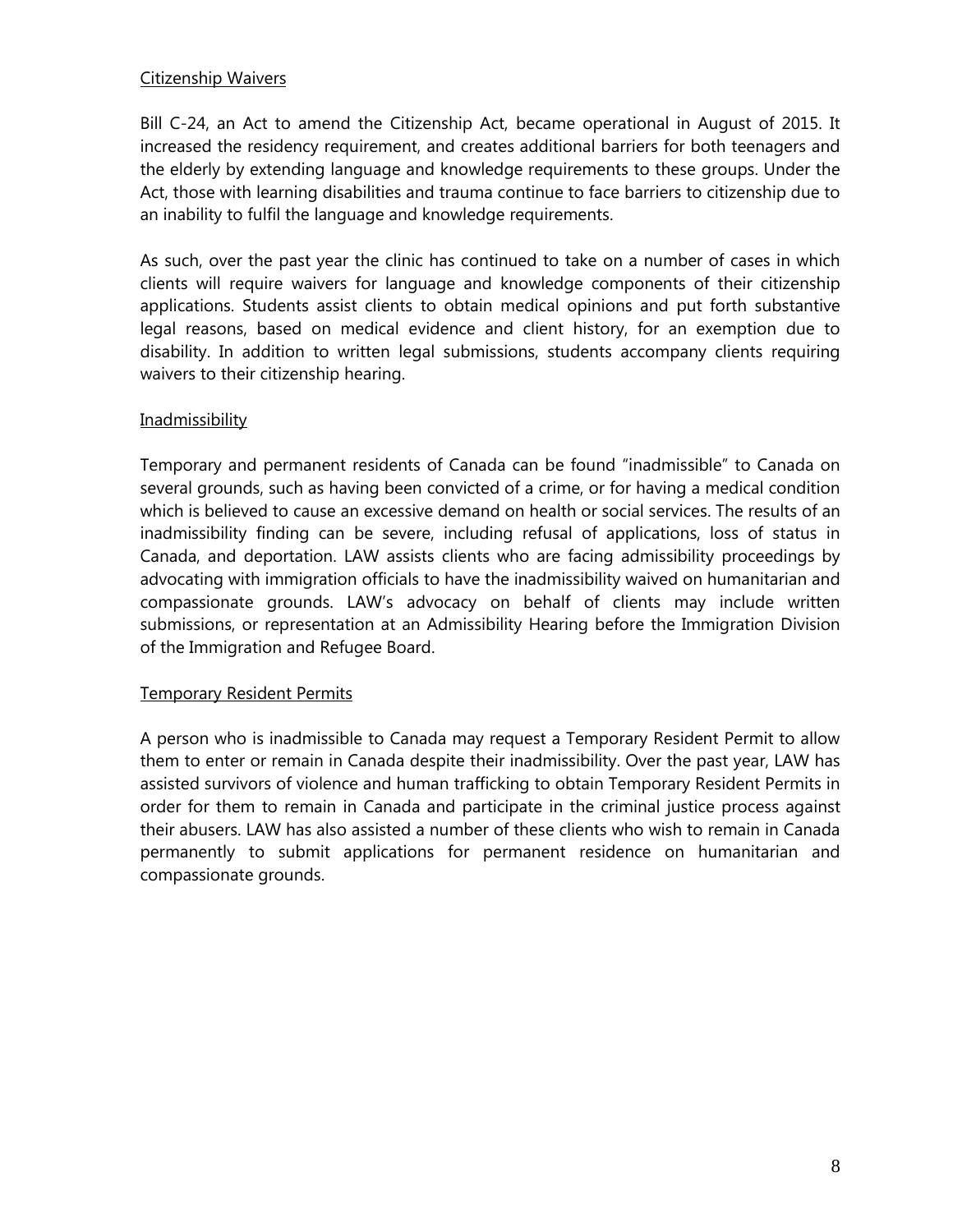Citizenship Waivers

Bill C-24, an Act to amend the Citizenship Act, became operational in August of 2015. It increased the residency requirement, and creates additional barriers for both teenagers and the elderly by extending language and knowledge requirements to these groups. Under the Act, those with learning disabilities and trauma continue to face barriers to citizenship due to an inability to fulfil the language and knowledge requirements.

As such, over the past year the clinic has continued to take on a number of cases in which clients will require waivers for language and knowledge components of their citizenship applications. Students assist clients to obtain medical opinions and put forth substantive legal reasons, based on medical evidence and client history, for an exemption due to disability. In addition to written legal submissions, students accompany clients requiring waivers to their citizenship hearing.

Inadmissibility

Temporary and permanent residents of Canada can be found "inadmissible" to Canada on several grounds, such as having been convicted of a crime, or for having a medical condition which is believed to cause an excessive demand on health or social services. The results of an inadmissibility finding can be severe, including refusal of applications, loss of status in Canada, and deportation. LAW assists clients who are facing admissibility proceedings by advocating with immigration officials to have the inadmissibility waived on humanitarian and compassionate grounds. LAW's advocacy on behalf of clients may include written submissions, or representation at an Admissibility Hearing before the Immigration Division of the Immigration and Refugee Board.

Temporary Resident Permits

A person who is inadmissible to Canada may request a Temporary Resident Permit to allow them to enter or remain in Canada despite their inadmissibility. Over the past year, LAW has assisted survivors of violence and human trafficking to obtain Temporary Resident Permits in order for them to remain in Canada and participate in the criminal justice process against their abusers. LAW has also assisted a number of these clients who wish to remain in Canada permanently to submit applications for permanent residence on humanitarian and compassionate grounds.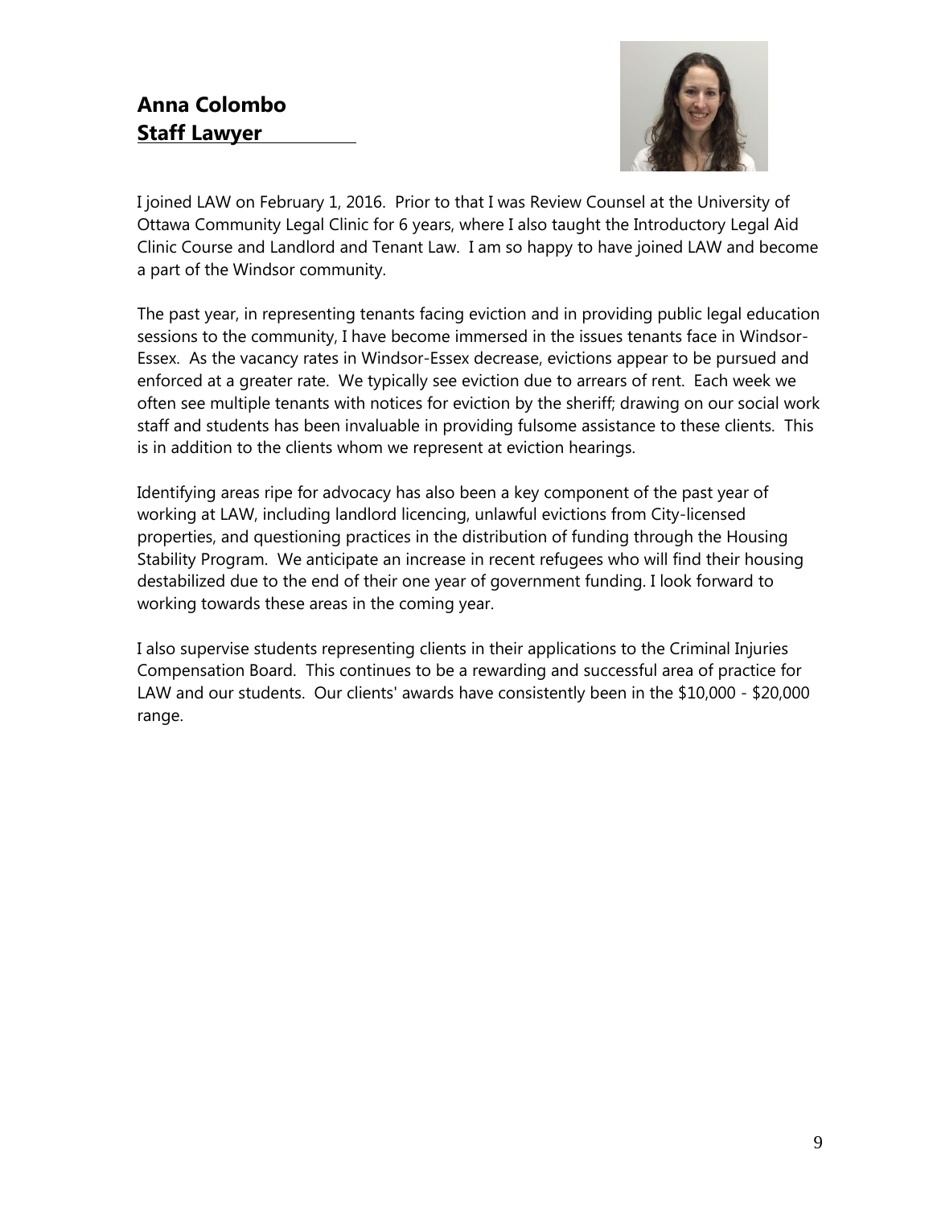## Anna Colombo
## Staff Lawyer

I joined LAW on February 1, 2016. Prior to that I was Review Counsel at the University of Ottawa Community Legal Clinic for 6 years, where I also taught the Introductory Legal Aid Clinic Course and Landlord and Tenant Law. I am so happy to have joined LAW and become a part of the Windsor community.

The past year, in representing tenants facing eviction and in providing public legal education sessions to the community, I have become immersed in the issues tenants face in Windsor-Essex. As the vacancy rates in Windsor-Essex decrease, evictions appear to be pursued and enforced at a greater rate. We typically see eviction due to arrears of rent. Each week we often see multiple tenants with notices for eviction by the sheriff; drawing on our social work staff and students has been invaluable in providing fulsome assistance to these clients. This is in addition to the clients whom we represent at eviction hearings.

Identifying areas ripe for advocacy has also been a key component of the past year of working at LAW, including landlord licencing, unlawful evictions from City-licensed properties, and questioning practices in the distribution of funding through the Housing Stability Program. We anticipate an increase in recent refugees who will find their housing destabilized due to the end of their one year of government funding. I look forward to working towards these areas in the coming year.

I also supervise students representing clients in their applications to the Criminal Injuries Compensation Board. This continues to be a rewarding and successful area of practice for LAW and our students. Our clients' awards have consistently been in the $10,000 - $20,000 range.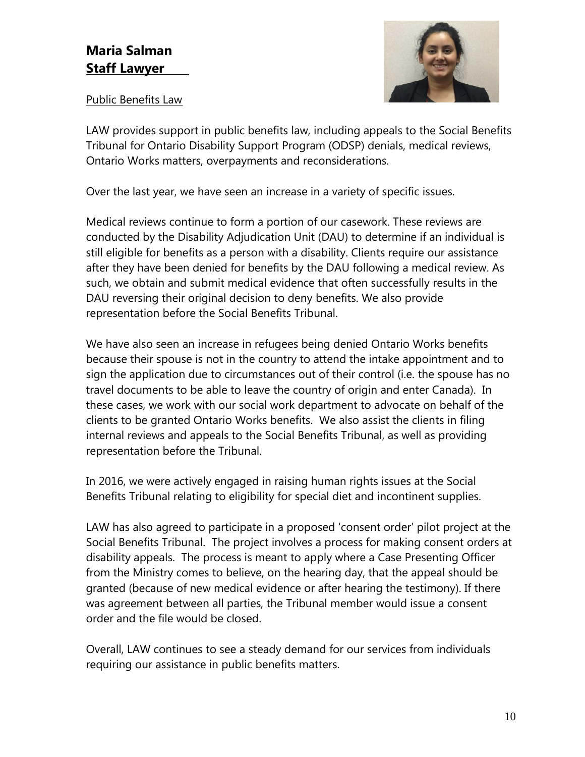## Maria Salman
## Staff Lawyer

Public Benefits Law

LAW provides support in public benefits law, including appeals to the Social Benefits Tribunal for Ontario Disability Support Program (ODSP) denials, medical reviews, Ontario Works matters, overpayments and reconsiderations.

Over the last year, we have seen an increase in a variety of specific issues.

Medical reviews continue to form a portion of our casework. These reviews are conducted by the Disability Adjudication Unit (DAU) to determine if an individual is still eligible for benefits as a person with a disability. Clients require our assistance after they have been denied for benefits by the DAU following a medical review. As such, we obtain and submit medical evidence that often successfully results in the DAU reversing their original decision to deny benefits. We also provide representation before the Social Benefits Tribunal.

We have also seen an increase in refugees being denied Ontario Works benefits because their spouse is not in the country to attend the intake appointment and to sign the application due to circumstances out of their control (i.e. the spouse has no travel documents to be able to leave the country of origin and enter Canada). In these cases, we work with our social work department to advocate on behalf of the clients to be granted Ontario Works benefits. We also assist the clients in filing internal reviews and appeals to the Social Benefits Tribunal, as well as providing representation before the Tribunal.

In 2016, we were actively engaged in raising human rights issues at the Social Benefits Tribunal relating to eligibility for special diet and incontinent supplies.

LAW has also agreed to participate in a proposed 'consent order' pilot project at the Social Benefits Tribunal. The project involves a process for making consent orders at disability appeals. The process is meant to apply where a Case Presenting Officer from the Ministry comes to believe, on the hearing day, that the appeal should be granted (because of new medical evidence or after hearing the testimony). If there was agreement between all parties, the Tribunal member would issue a consent order and the file would be closed.

Overall, LAW continues to see a steady demand for our services from individuals requiring our assistance in public benefits matters.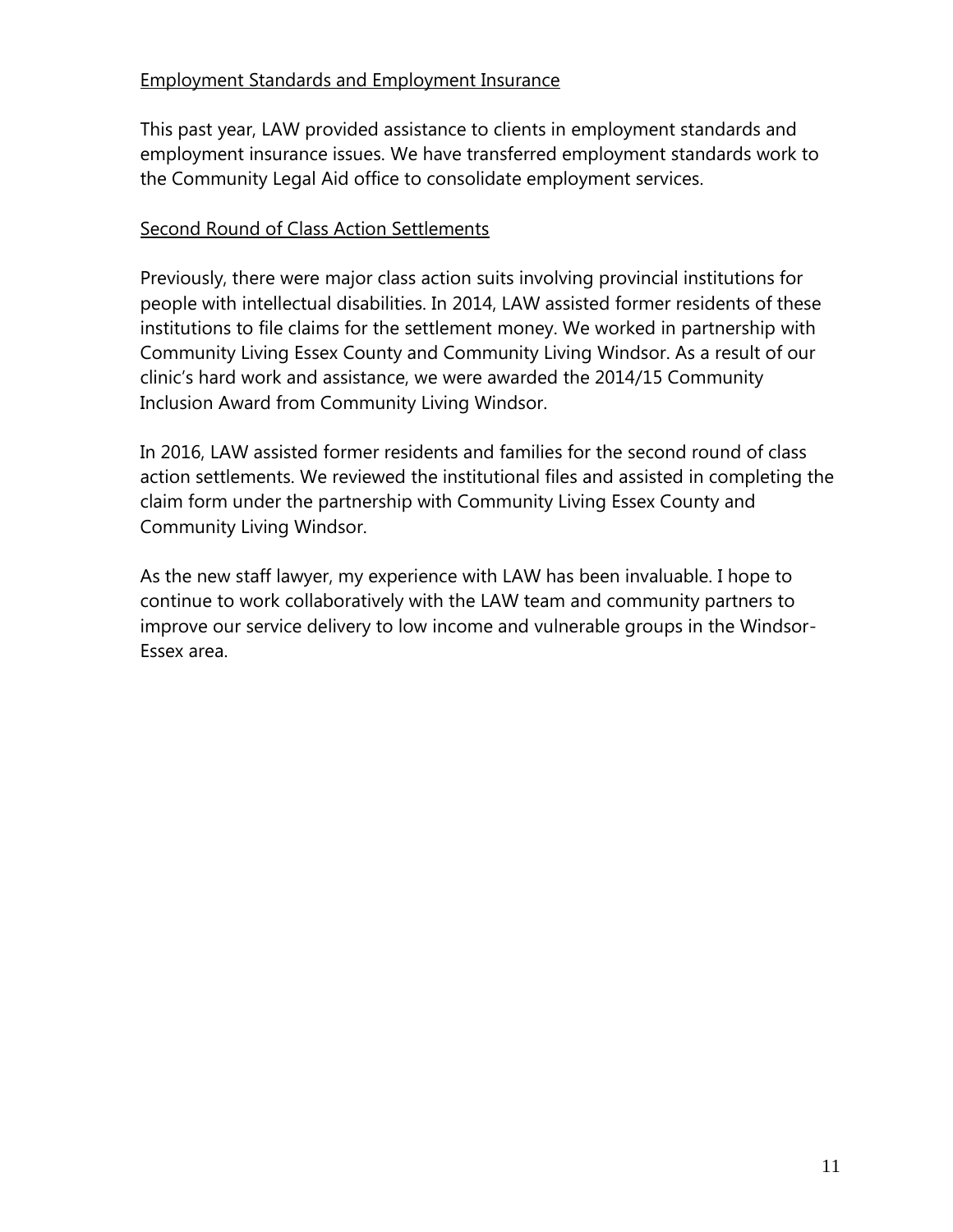Employment Standards and Employment Insurance

This past year, LAW provided assistance to clients in employment standards and employment insurance issues. We have transferred employment standards work to the Community Legal Aid office to consolidate employment services.

Second Round of Class Action Settlements

Previously, there were major class action suits involving provincial institutions for people with intellectual disabilities. In 2014, LAW assisted former residents of these institutions to file claims for the settlement money. We worked in partnership with Community Living Essex County and Community Living Windsor. As a result of our clinic's hard work and assistance, we were awarded the 2014/15 Community Inclusion Award from Community Living Windsor.

In 2016, LAW assisted former residents and families for the second round of class action settlements. We reviewed the institutional files and assisted in completing the claim form under the partnership with Community Living Essex County and Community Living Windsor.

As the new staff lawyer, my experience with LAW has been invaluable. I hope to continue to work collaboratively with the LAW team and community partners to improve our service delivery to low income and vulnerable groups in the Windsor-Essex area.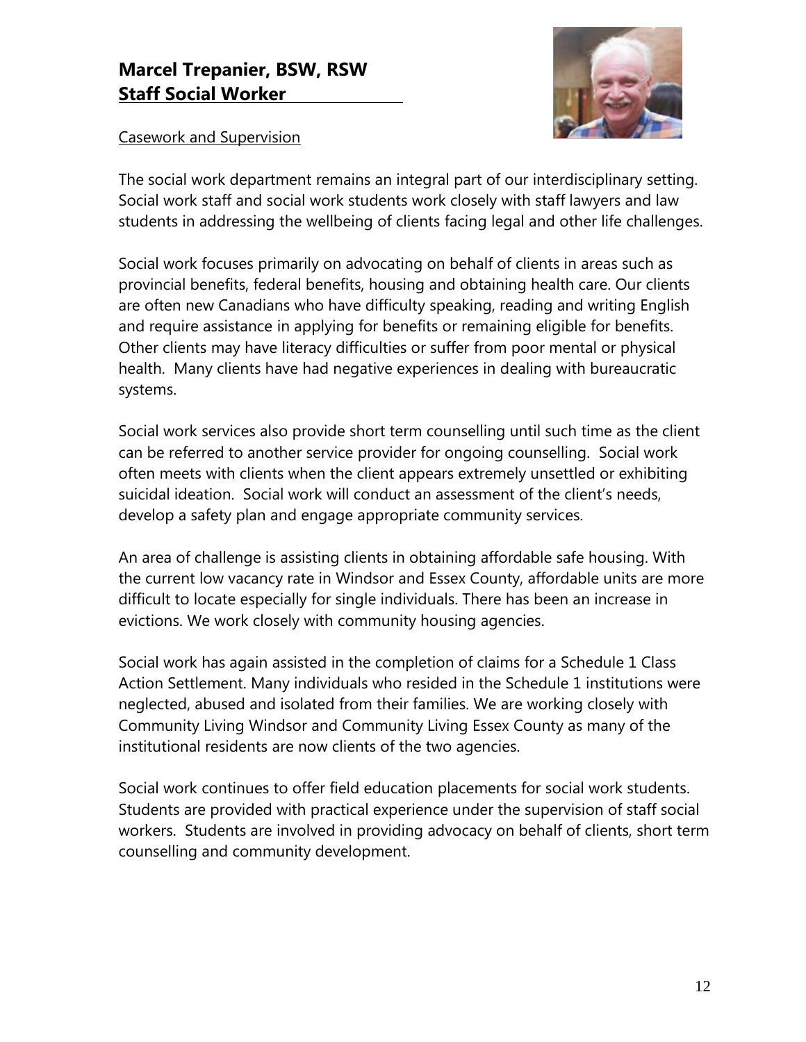## Marcel Trepanier, BSW, RSW
## Staff Social Worker

Casework and Supervision

The social work department remains an integral part of our interdisciplinary setting. Social work staff and social work students work closely with staff lawyers and law students in addressing the wellbeing of clients facing legal and other life challenges.

Social work focuses primarily on advocating on behalf of clients in areas such as provincial benefits, federal benefits, housing and obtaining health care. Our clients are often new Canadians who have difficulty speaking, reading and writing English and require assistance in applying for benefits or remaining eligible for benefits. Other clients may have literacy difficulties or suffer from poor mental or physical health. Many clients have had negative experiences in dealing with bureaucratic systems.

Social work services also provide short term counselling until such time as the client can be referred to another service provider for ongoing counselling. Social work often meets with clients when the client appears extremely unsettled or exhibiting suicidal ideation. Social work will conduct an assessment of the client's needs, develop a safety plan and engage appropriate community services.

An area of challenge is assisting clients in obtaining affordable safe housing. With the current low vacancy rate in Windsor and Essex County, affordable units are more difficult to locate especially for single individuals. There has been an increase in evictions. We work closely with community housing agencies.

Social work has again assisted in the completion of claims for a Schedule 1 Class Action Settlement. Many individuals who resided in the Schedule 1 institutions were neglected, abused and isolated from their families. We are working closely with Community Living Windsor and Community Living Essex County as many of the institutional residents are now clients of the two agencies.

Social work continues to offer field education placements for social work students. Students are provided with practical experience under the supervision of staff social workers. Students are involved in providing advocacy on behalf of clients, short term counselling and community development.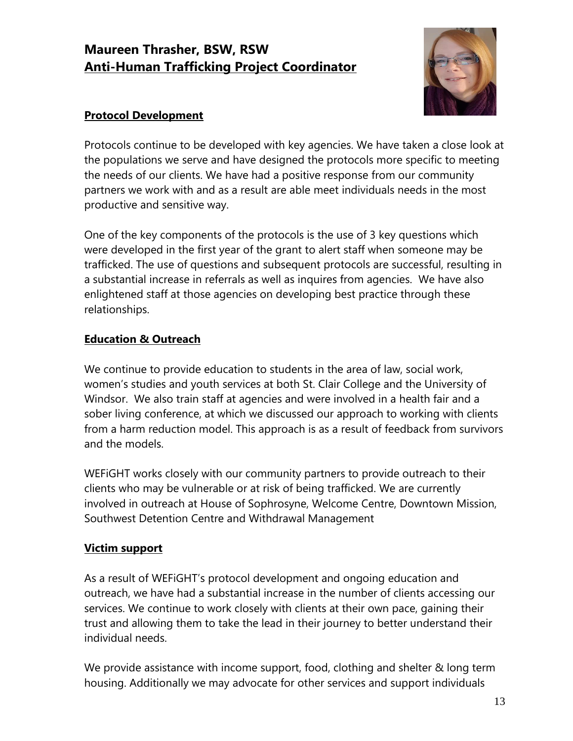## Maureen Thrasher, BSW, RSW
## Anti-Human Trafficking Project Coordinator

### Protocol Development

Protocols continue to be developed with key agencies. We have taken a close look at the populations we serve and have designed the protocols more specific to meeting the needs of our clients. We have had a positive response from our community partners we work with and as a result are able meet individuals needs in the most productive and sensitive way.

One of the key components of the protocols is the use of 3 key questions which were developed in the first year of the grant to alert staff when someone may be trafficked. The use of questions and subsequent protocols are successful, resulting in a substantial increase in referrals as well as inquires from agencies. We have also enlightened staff at those agencies on developing best practice through these relationships.

### Education & Outreach

We continue to provide education to students in the area of law, social work, women's studies and youth services at both St. Clair College and the University of Windsor. We also train staff at agencies and were involved in a health fair and a sober living conference, at which we discussed our approach to working with clients from a harm reduction model. This approach is as a result of feedback from survivors and the models.

WEFiGHT works closely with our community partners to provide outreach to their clients who may be vulnerable or at risk of being trafficked. We are currently involved in outreach at House of Sophrosyne, Welcome Centre, Downtown Mission, Southwest Detention Centre and Withdrawal Management

### Victim support

As a result of WEFiGHT's protocol development and ongoing education and outreach, we have had a substantial increase in the number of clients accessing our services. We continue to work closely with clients at their own pace, gaining their trust and allowing them to take the lead in their journey to better understand their individual needs.

We provide assistance with income support, food, clothing and shelter & long term housing. Additionally we may advocate for other services and support individuals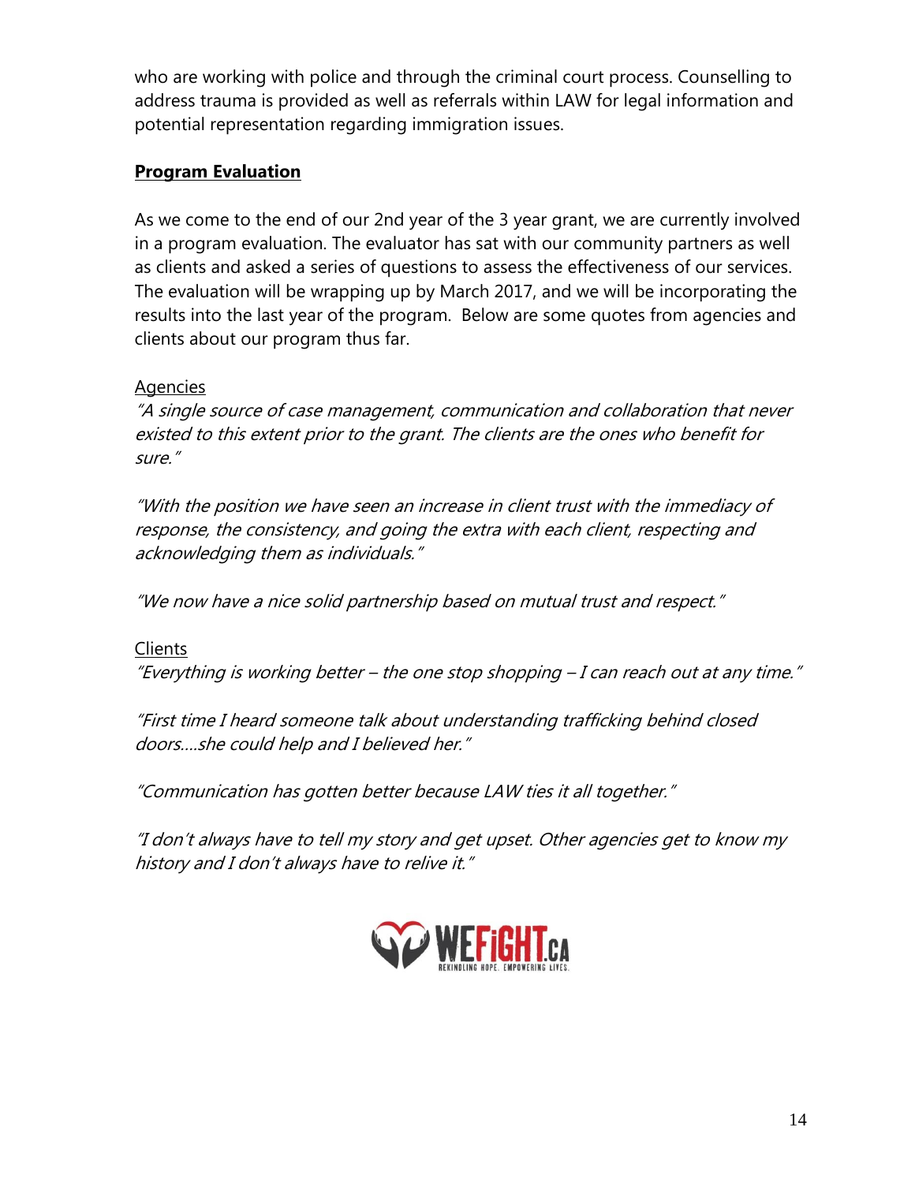who are working with police and through the criminal court process. Counselling to address trauma is provided as well as referrals within LAW for legal information and potential representation regarding immigration issues.

## **Program Evaluation**

As we come to the end of our 2nd year of the 3 year grant, we are currently involved in a program evaluation. The evaluator has sat with our community partners as well as clients and asked a series of questions to assess the effectiveness of our services. The evaluation will be wrapping up by March 2017, and we will be incorporating the results into the last year of the program. Below are some quotes from agencies and clients about our program thus far.

Agencies

*"A single source of case management, communication and collaboration that never existed to this extent prior to the grant. The clients are the ones who benefit for sure."*

*"With the position we have seen an increase in client trust with the immediacy of response, the consistency, and going the extra with each client, respecting and acknowledging them as individuals."*

*"We now have a nice solid partnership based on mutual trust and respect."*

Clients

*"Everything is working better – the one stop shopping – I can reach out at any time."*

*"First time I heard someone talk about understanding trafficking behind closed doors….she could help and I believed her."*

*"Communication has gotten better because LAW ties it all together."*

*"I don't always have to tell my story and get upset. Other agencies get to know my history and I don't always have to relive it."*

WEFIGHT.CA
REKINDLING HOPE. EMPOWERING LIVES.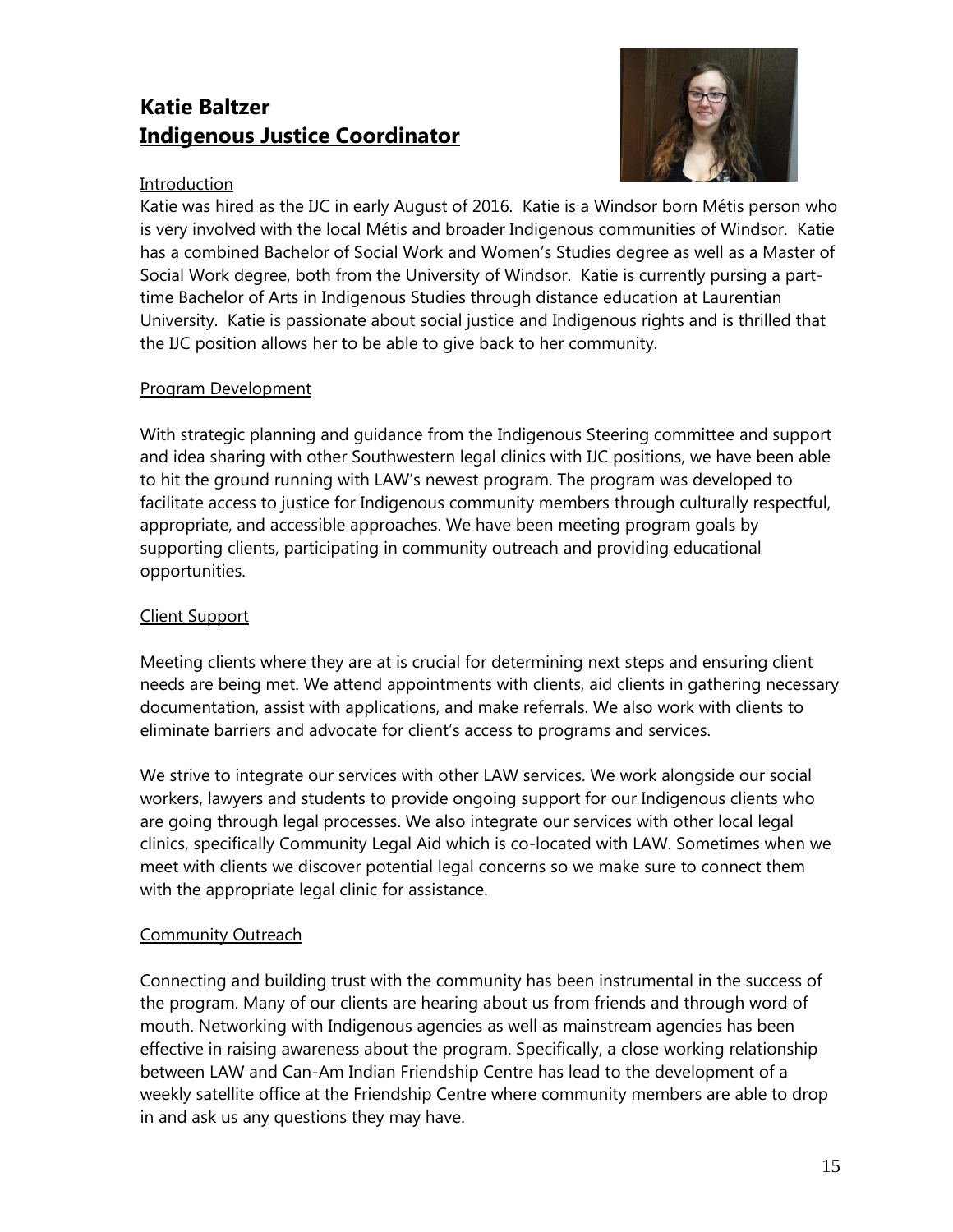## Katie Baltzer
## Indigenous Justice Coordinator

Introduction

Katie was hired as the IJC in early August of 2016. Katie is a Windsor born Métis person who is very involved with the local Métis and broader Indigenous communities of Windsor. Katie has a combined Bachelor of Social Work and Women's Studies degree as well as a Master of Social Work degree, both from the University of Windsor. Katie is currently pursing a part-time Bachelor of Arts in Indigenous Studies through distance education at Laurentian University. Katie is passionate about social justice and Indigenous rights and is thrilled that the IJC position allows her to be able to give back to her community.

Program Development

With strategic planning and guidance from the Indigenous Steering committee and support and idea sharing with other Southwestern legal clinics with IJC positions, we have been able to hit the ground running with LAW's newest program. The program was developed to facilitate access to justice for Indigenous community members through culturally respectful, appropriate, and accessible approaches. We have been meeting program goals by supporting clients, participating in community outreach and providing educational opportunities.

Client Support

Meeting clients where they are at is crucial for determining next steps and ensuring client needs are being met. We attend appointments with clients, aid clients in gathering necessary documentation, assist with applications, and make referrals. We also work with clients to eliminate barriers and advocate for client's access to programs and services.

We strive to integrate our services with other LAW services. We work alongside our social workers, lawyers and students to provide ongoing support for our Indigenous clients who are going through legal processes. We also integrate our services with other local legal clinics, specifically Community Legal Aid which is co-located with LAW. Sometimes when we meet with clients we discover potential legal concerns so we make sure to connect them with the appropriate legal clinic for assistance.

Community Outreach

Connecting and building trust with the community has been instrumental in the success of the program. Many of our clients are hearing about us from friends and through word of mouth. Networking with Indigenous agencies as well as mainstream agencies has been effective in raising awareness about the program. Specifically, a close working relationship between LAW and Can-Am Indian Friendship Centre has lead to the development of a weekly satellite office at the Friendship Centre where community members are able to drop in and ask us any questions they may have.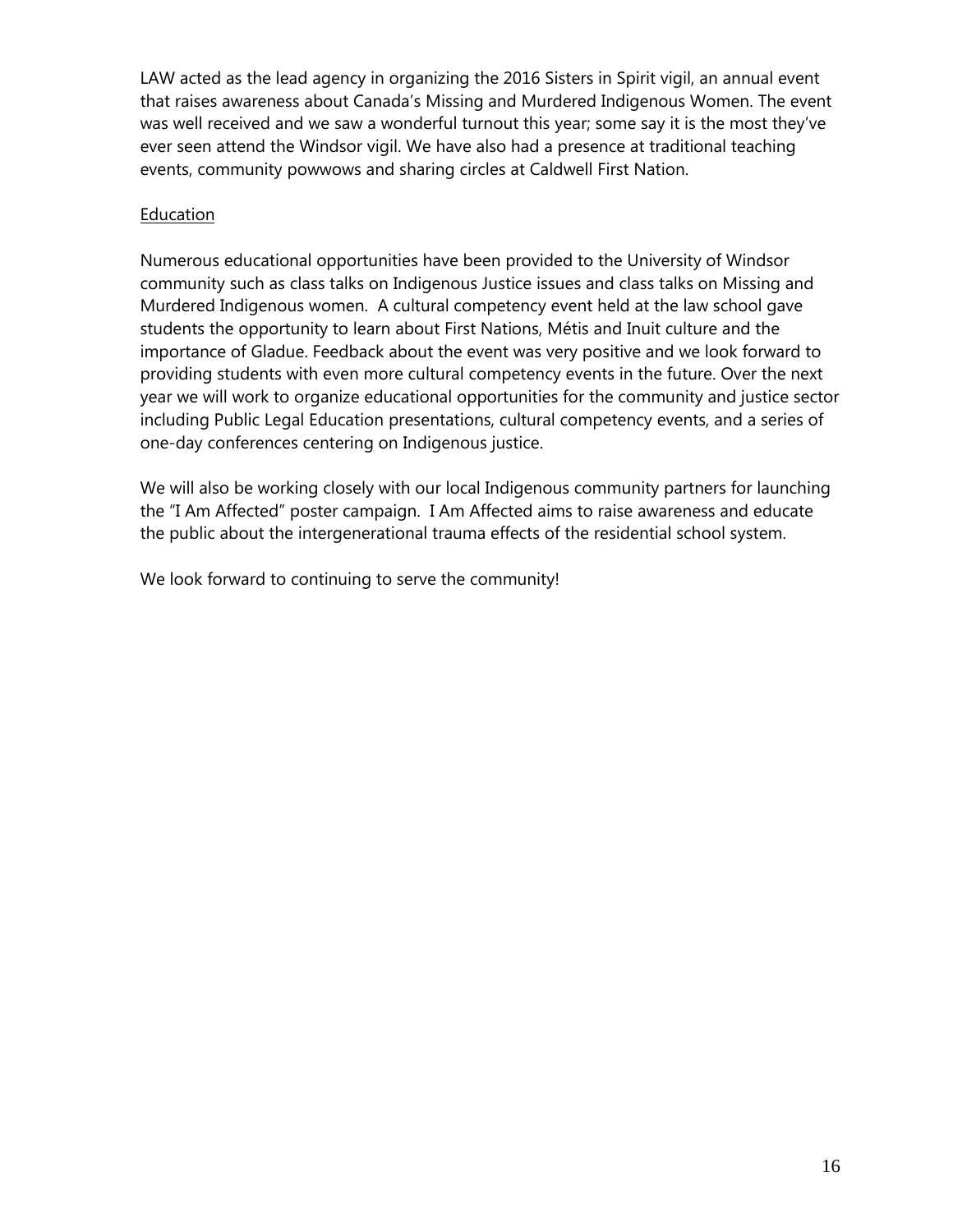LAW acted as the lead agency in organizing the 2016 Sisters in Spirit vigil, an annual event that raises awareness about Canada's Missing and Murdered Indigenous Women. The event was well received and we saw a wonderful turnout this year; some say it is the most they've ever seen attend the Windsor vigil. We have also had a presence at traditional teaching events, community powwows and sharing circles at Caldwell First Nation.

Education

Numerous educational opportunities have been provided to the University of Windsor community such as class talks on Indigenous Justice issues and class talks on Missing and Murdered Indigenous women. A cultural competency event held at the law school gave students the opportunity to learn about First Nations, Métis and Inuit culture and the importance of Gladue. Feedback about the event was very positive and we look forward to providing students with even more cultural competency events in the future. Over the next year we will work to organize educational opportunities for the community and justice sector including Public Legal Education presentations, cultural competency events, and a series of one-day conferences centering on Indigenous justice.

We will also be working closely with our local Indigenous community partners for launching the "I Am Affected" poster campaign. I Am Affected aims to raise awareness and educate the public about the intergenerational trauma effects of the residential school system.

We look forward to continuing to serve the community!